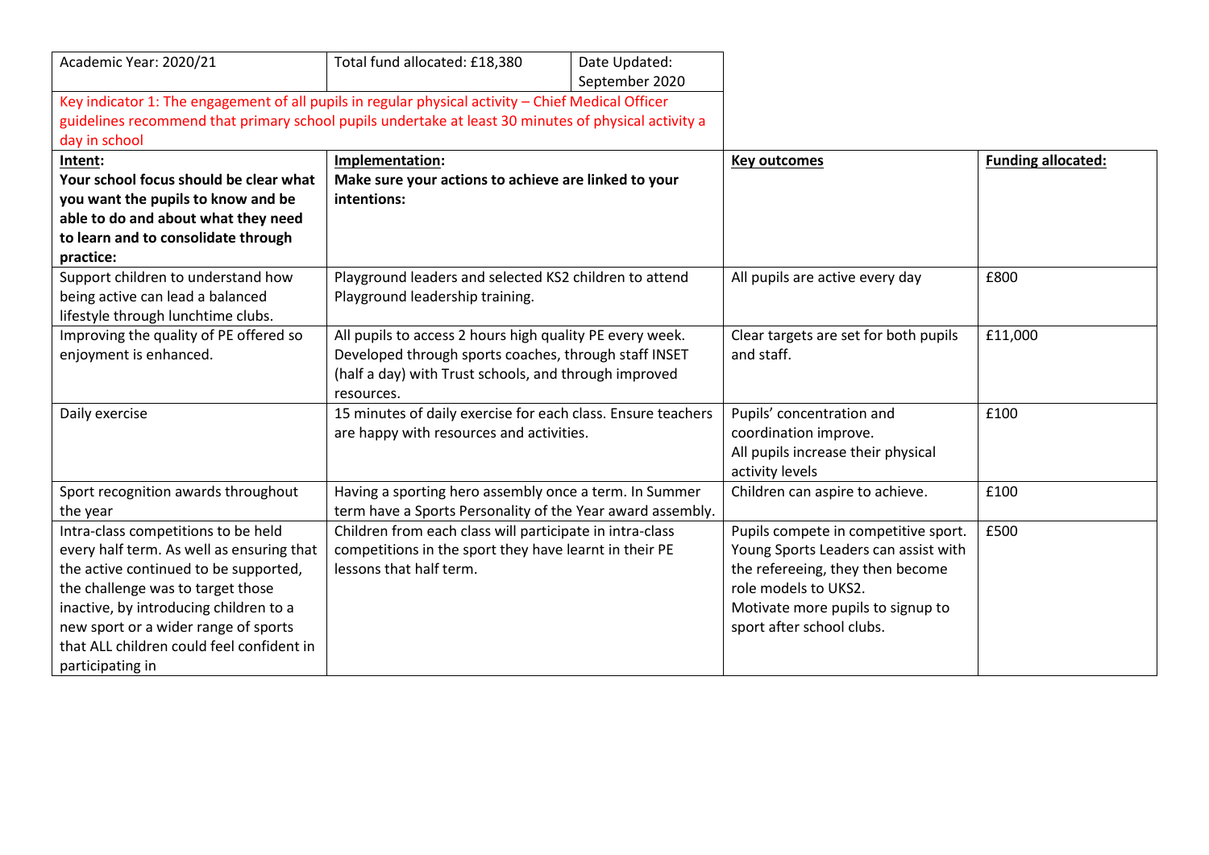| Academic Year: 2020/21 | Total fund allocated: £18,380 | Date Updated: September 2020 | | |
|---|---|---|---|---|
| Key indicator 1: The engagement of all pupils in regular physical activity – Chief Medical Officer guidelines recommend that primary school pupils undertake at least 30 minutes of physical activity a day in school | | | | |
| **Intent:** **Your school focus should be clear what you want the pupils to know and be able to do and about what they need to learn and to consolidate through practice:** | **Implementation:** **Make sure your actions to achieve are linked to your intentions:** | | **Key outcomes** | **Funding allocated:** |
| Support children to understand how being active can lead a balanced lifestyle through lunchtime clubs. | Playground leaders and selected KS2 children to attend Playground leadership training. | | All pupils are active every day | £800 |
| Improving the quality of PE offered so enjoyment is enhanced. | All pupils to access 2 hours high quality PE every week. Developed through sports coaches, through staff INSET (half a day) with Trust schools, and through improved resources. | | Clear targets are set for both pupils and staff. | £11,000 |
| Daily exercise | 15 minutes of daily exercise for each class. Ensure teachers are happy with resources and activities. | | Pupils' concentration and coordination improve. All pupils increase their physical activity levels | £100 |
| Sport recognition awards throughout the year | Having a sporting hero assembly once a term. In Summer term have a Sports Personality of the Year award assembly. | | Children can aspire to achieve. | £100 |
| Intra-class competitions to be held every half term. As well as ensuring that the active continued to be supported, the challenge was to target those inactive, by introducing children to a new sport or a wider range of sports that ALL children could feel confident in participating in | Children from each class will participate in intra-class competitions in the sport they have learnt in their PE lessons that half term. | | Pupils compete in competitive sport. Young Sports Leaders can assist with the refereeing, they then become role models to UKS2. Motivate more pupils to signup to sport after school clubs. | £500 |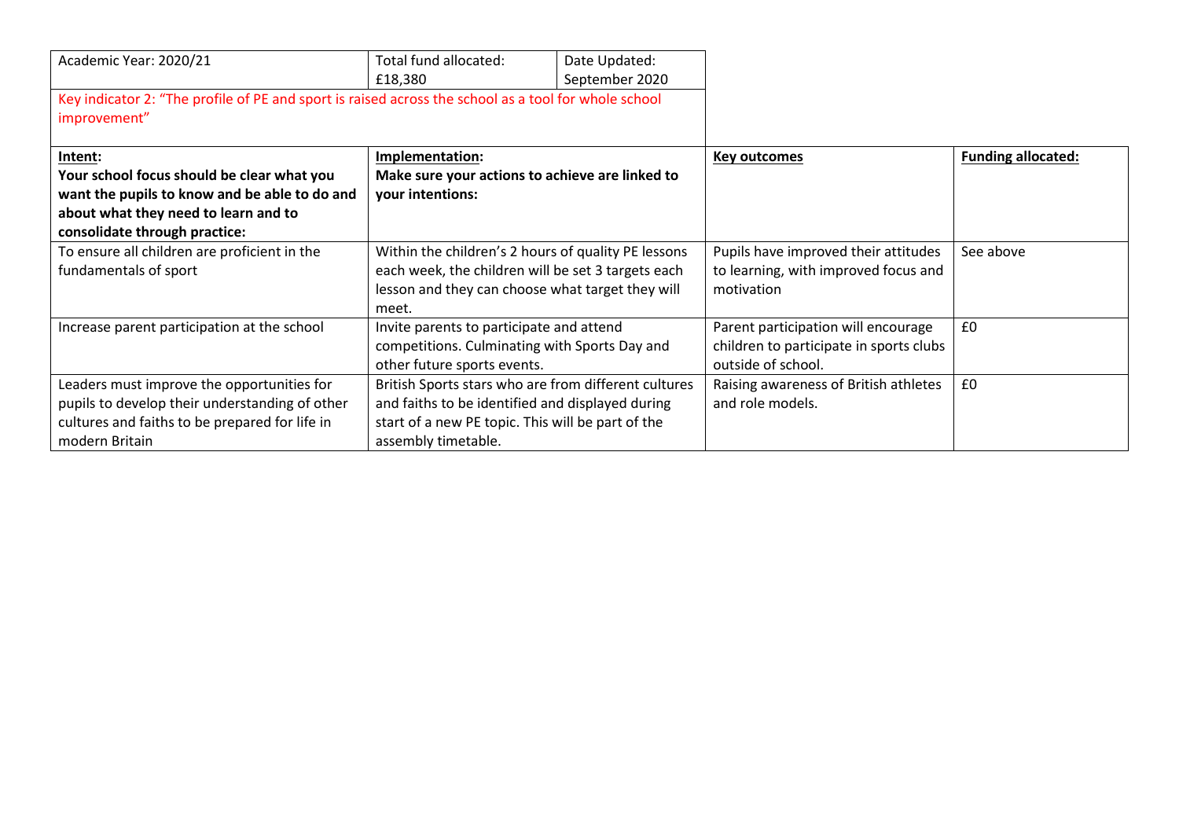| Academic Year: 2020/21 | Total fund allocated: £18,380 | Date Updated: September 2020 |
|---|---|---|

Key indicator 2: "The profile of PE and sport is raised across the school as a tool for whole school improvement"

| **Intent:** **Your school focus should be clear what you want the pupils to know and be able to do and about what they need to learn and to consolidate through practice:** | **Implementation:** **Make sure your actions to achieve are linked to your intentions:** | **Key outcomes** | **Funding allocated:** |
|---|---|---|---|
| To ensure all children are proficient in the fundamentals of sport | Within the children's 2 hours of quality PE lessons each week, the children will be set 3 targets each lesson and they can choose what target they will meet. | Pupils have improved their attitudes to learning, with improved focus and motivation | See above |
| Increase parent participation at the school | Invite parents to participate and attend competitions. Culminating with Sports Day and other future sports events. | Parent participation will encourage children to participate in sports clubs outside of school. | £0 |
| Leaders must improve the opportunities for pupils to develop their understanding of other cultures and faiths to be prepared for life in modern Britain | British Sports stars who are from different cultures and faiths to be identified and displayed during start of a new PE topic. This will be part of the assembly timetable. | Raising awareness of British athletes and role models. | £0 |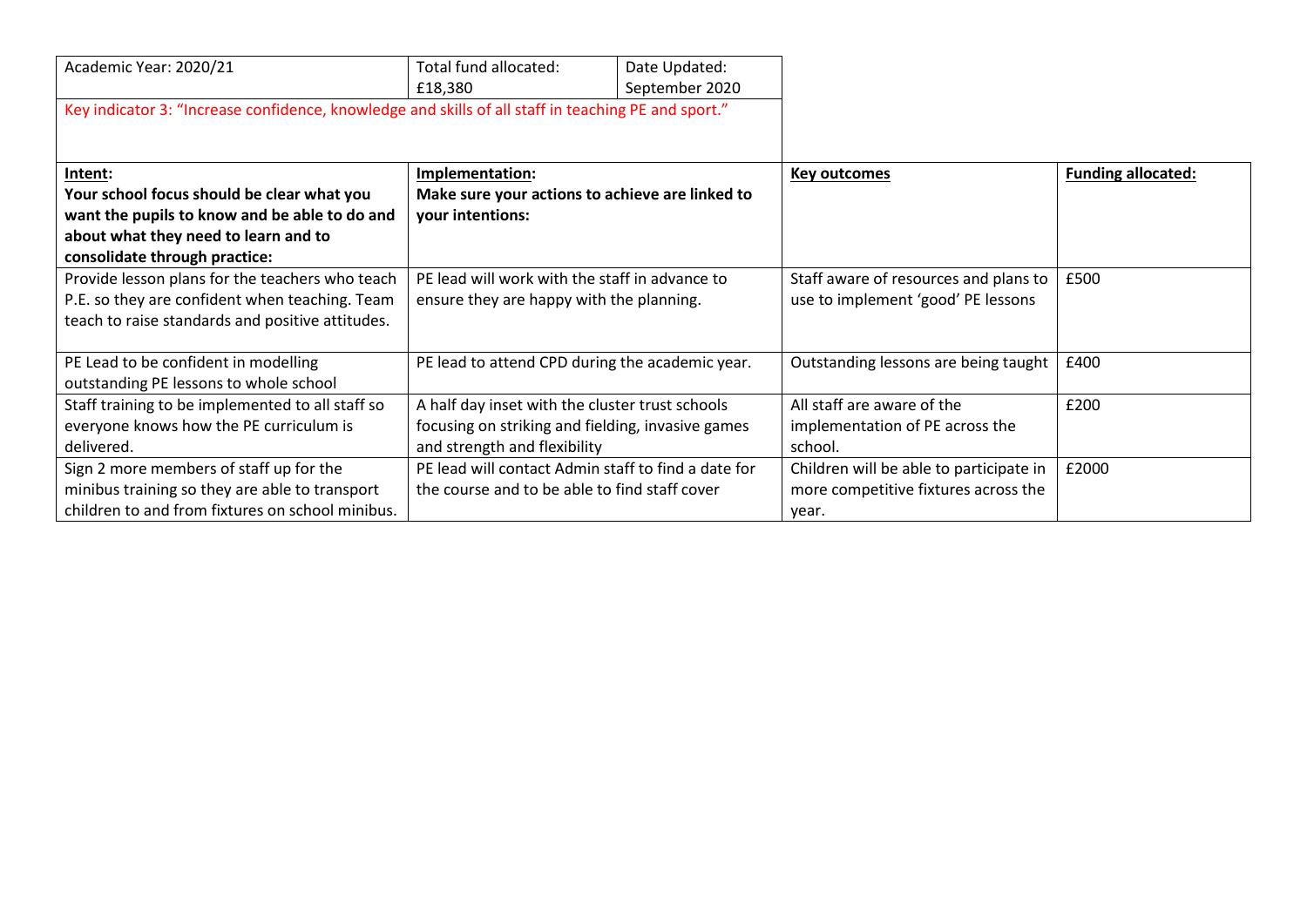| Academic Year: 2020/21 | Total fund allocated: £18,380 | Date Updated: September 2020 |
| --- | --- | --- |

Key indicator 3: "Increase confidence, knowledge and skills of all staff in teaching PE and sport."

| **Intent:** **Your school focus should be clear what you want the pupils to know and be able to do and about what they need to learn and to consolidate through practice:** | **Implementation:** **Make sure your actions to achieve are linked to your intentions:** | **Key outcomes** | **Funding allocated:** |
| --- | --- | --- | --- |
| Provide lesson plans for the teachers who teach P.E. so they are confident when teaching. Team teach to raise standards and positive attitudes. | PE lead will work with the staff in advance to ensure they are happy with the planning. | Staff aware of resources and plans to use to implement 'good' PE lessons | £500 |
| PE Lead to be confident in modelling outstanding PE lessons to whole school | PE lead to attend CPD during the academic year. | Outstanding lessons are being taught | £400 |
| Staff training to be implemented to all staff so everyone knows how the PE curriculum is delivered. | A half day inset with the cluster trust schools focusing on striking and fielding, invasive games and strength and flexibility | All staff are aware of the implementation of PE across the school. | £200 |
| Sign 2 more members of staff up for the minibus training so they are able to transport children to and from fixtures on school minibus. | PE lead will contact Admin staff to find a date for the course and to be able to find staff cover | Children will be able to participate in more competitive fixtures across the year. | £2000 |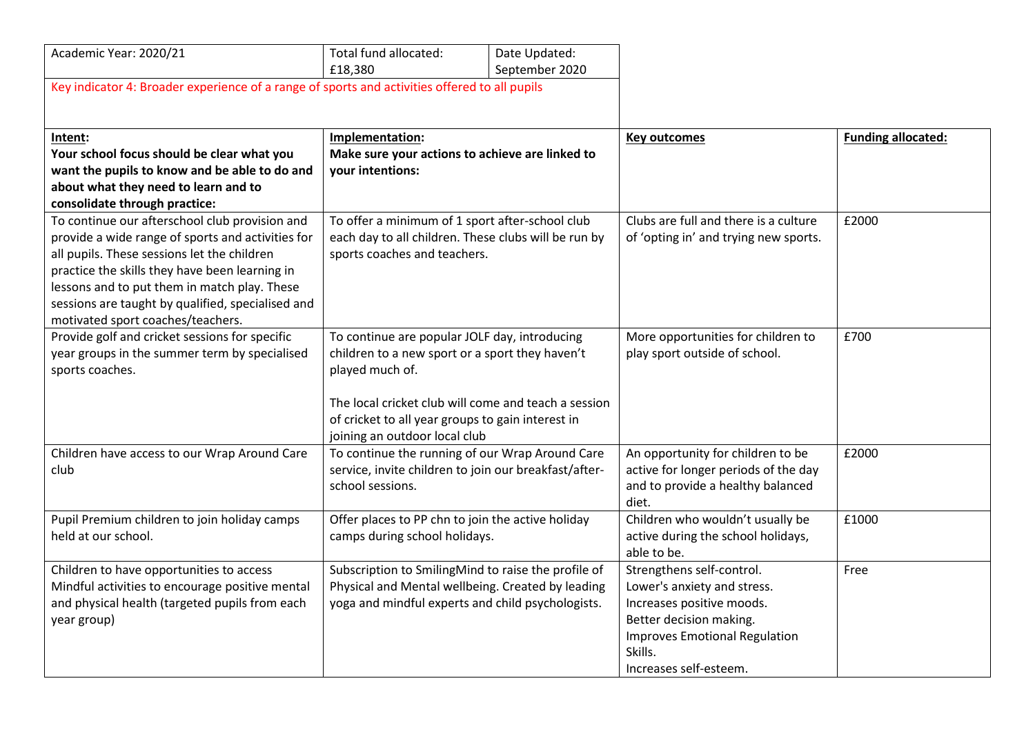| Academic Year: 2020/21 | Total fund allocated: £18,380 | Date Updated: September 2020 |
|---|---|---|

Key indicator 4: Broader experience of a range of sports and activities offered to all pupils

| **Intent:** Your school focus should be clear what you want the pupils to know and be able to do and about what they need to learn and to consolidate through practice: | **Implementation:** Make sure your actions to achieve are linked to your intentions: | **Key outcomes** | **Funding allocated:** |
|---|---|---|---|
| To continue our afterschool club provision and provide a wide range of sports and activities for all pupils. These sessions let the children practice the skills they have been learning in lessons and to put them in match play. These sessions are taught by qualified, specialised and motivated sport coaches/teachers. | To offer a minimum of 1 sport after-school club each day to all children. These clubs will be run by sports coaches and teachers. | Clubs are full and there is a culture of 'opting in' and trying new sports. | £2000 |
| Provide golf and cricket sessions for specific year groups in the summer term by specialised sports coaches. | To continue are popular JOLF day, introducing children to a new sport or a sport they haven't played much of.<br><br>The local cricket club will come and teach a session of cricket to all year groups to gain interest in joining an outdoor local club | More opportunities for children to play sport outside of school. | £700 |
| Children have access to our Wrap Around Care club | To continue the running of our Wrap Around Care service, invite children to join our breakfast/after-school sessions. | An opportunity for children to be active for longer periods of the day and to provide a healthy balanced diet. | £2000 |
| Pupil Premium children to join holiday camps held at our school. | Offer places to PP chn to join the active holiday camps during school holidays. | Children who wouldn't usually be active during the school holidays, able to be. | £1000 |
| Children to have opportunities to access Mindful activities to encourage positive mental and physical health (targeted pupils from each year group) | Subscription to SmilingMind to raise the profile of Physical and Mental wellbeing. Created by leading yoga and mindful experts and child psychologists. | Strengthens self-control.<br>Lower's anxiety and stress.<br>Increases positive moods.<br>Better decision making.<br>Improves Emotional Regulation Skills.<br>Increases self-esteem. | Free |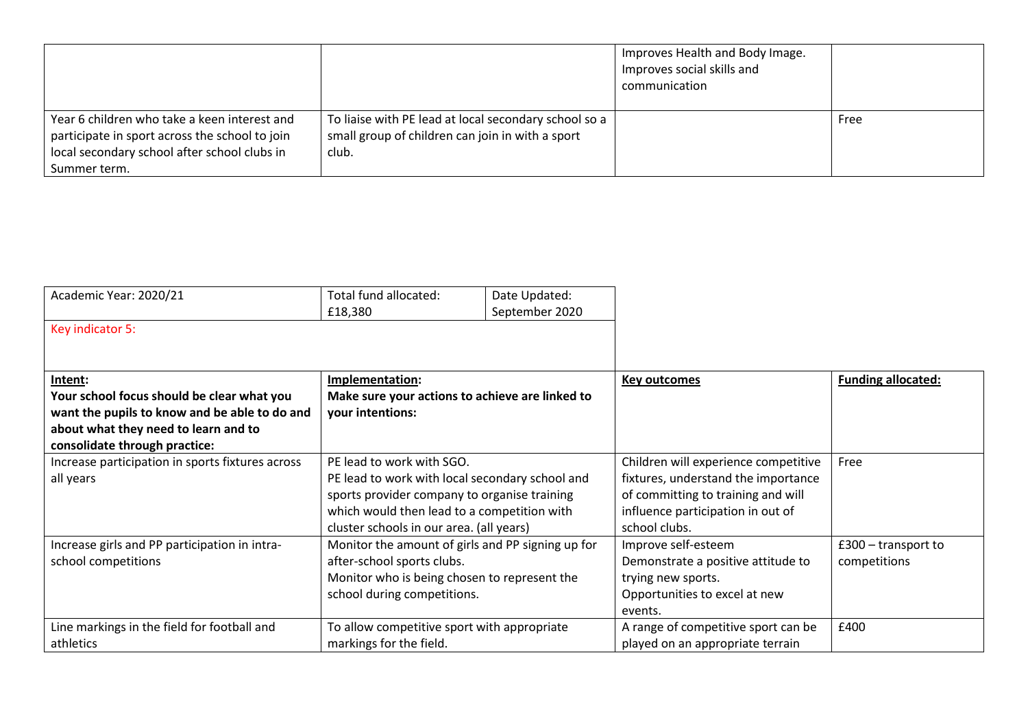| | | | |
|---|---|---|---|
| | | Improves Health and Body Image.<br>Improves social skills and communication | |
| Year 6 children who take a keen interest and participate in sport across the school to join local secondary school after school clubs in Summer term. | To liaise with PE lead at local secondary school so a small group of children can join in with a sport club. | | Free |

| Academic Year: 2020/21 | Total fund allocated: £18,380 | Date Updated: September 2020 | | |
|---|---|---|---|---|
| Key indicator 5: | | | | |
| **Intent:**<br>**Your school focus should be clear what you want the pupils to know and be able to do and about what they need to learn and to consolidate through practice:** | **Implementation:**<br>**Make sure your actions to achieve are linked to your intentions:** | | **Key outcomes** | **Funding allocated:** |
| Increase participation in sports fixtures across all years | PE lead to work with SGO.<br>PE lead to work with local secondary school and sports provider company to organise training which would then lead to a competition with cluster schools in our area. (all years) | | Children will experience competitive fixtures, understand the importance of committing to training and will influence participation in out of school clubs. | Free |
| Increase girls and PP participation in intra-school competitions | Monitor the amount of girls and PP signing up for after-school sports clubs.<br>Monitor who is being chosen to represent the school during competitions. | | Improve self-esteem<br>Demonstrate a positive attitude to trying new sports.<br>Opportunities to excel at new events. | £300 – transport to competitions |
| Line markings in the field for football and athletics | To allow competitive sport with appropriate markings for the field. | | A range of competitive sport can be played on an appropriate terrain | £400 |